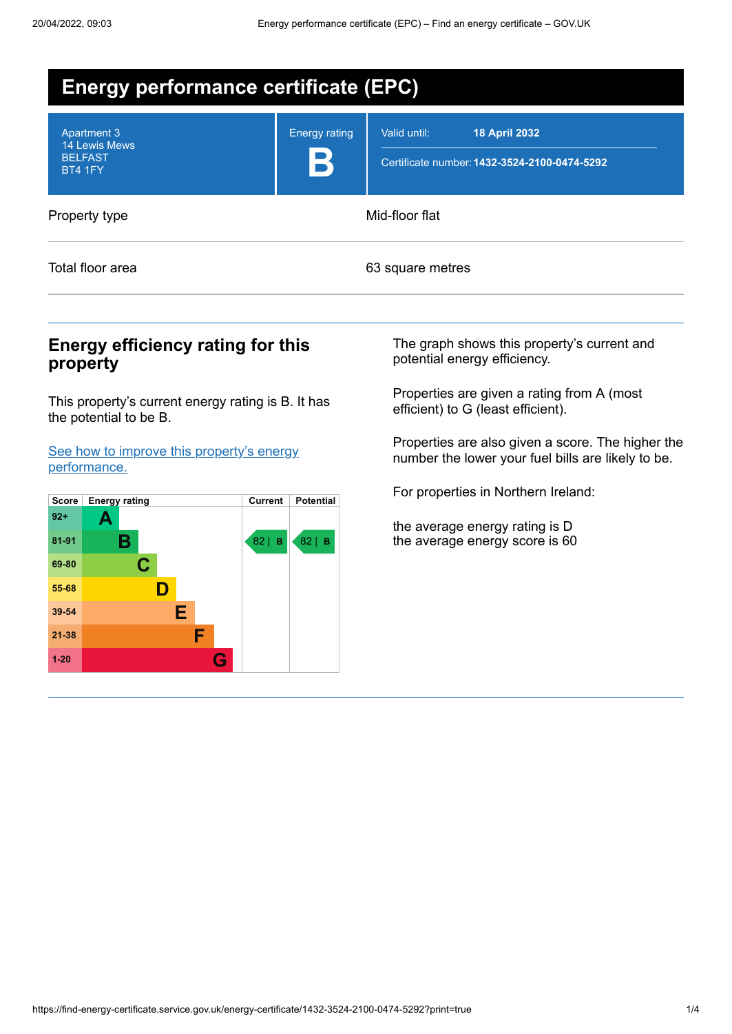# Energy performance certificate (EPC)

Apartment 3
14 Lewis Mews
BELFAST
BT4 1FY

Energy rating

**B**

Valid until: **18 April 2032**

Certificate number: **1432-3524-2100-0474-5292**

| | |
|---|---|
| Property type | Mid-floor flat |
| Total floor area | 63 square metres |

## Energy efficiency rating for this property

This property's current energy rating is B. It has the potential to be B.

[See how to improve this property's energy performance.](#)

| Score | Energy rating | Current | Potential |
|---|---|---|---|
| 92+ | A | | |
| 81-91 | B | 82 \| B | 82 \| B |
| 69-80 | C | | |
| 55-68 | D | | |
| 39-54 | E | | |
| 21-38 | F | | |
| 1-20 | G | | |

The graph shows this property's current and potential energy efficiency.

Properties are given a rating from A (most efficient) to G (least efficient).

Properties are also given a score. The higher the number the lower your fuel bills are likely to be.

For properties in Northern Ireland:

the average energy rating is D
the average energy score is 60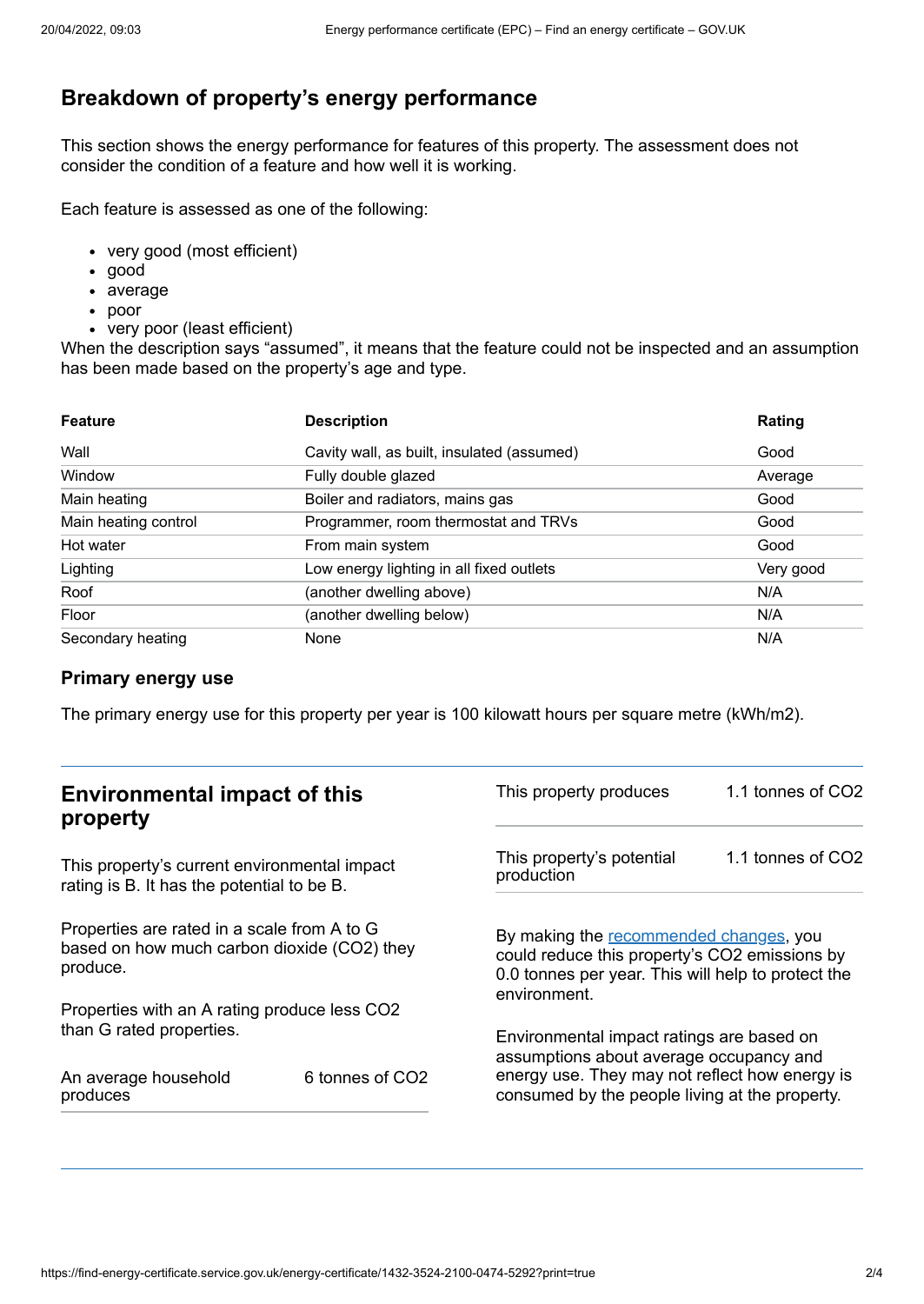## Breakdown of property's energy performance

This section shows the energy performance for features of this property. The assessment does not consider the condition of a feature and how well it is working.

Each feature is assessed as one of the following:

- very good (most efficient)
- good
- average
- poor
- very poor (least efficient)

When the description says "assumed", it means that the feature could not be inspected and an assumption has been made based on the property's age and type.

| Feature | Description | Rating |
|---|---|---|
| Wall | Cavity wall, as built, insulated (assumed) | Good |
| Window | Fully double glazed | Average |
| Main heating | Boiler and radiators, mains gas | Good |
| Main heating control | Programmer, room thermostat and TRVs | Good |
| Hot water | From main system | Good |
| Lighting | Low energy lighting in all fixed outlets | Very good |
| Roof | (another dwelling above) | N/A |
| Floor | (another dwelling below) | N/A |
| Secondary heating | None | N/A |

### Primary energy use

The primary energy use for this property per year is 100 kilowatt hours per square metre (kWh/m2).

## Environmental impact of this property

This property's current environmental impact rating is B. It has the potential to be B.

Properties are rated in a scale from A to G based on how much carbon dioxide ($CO_2$) they produce.

Properties with an A rating produce less $CO_2$ than G rated properties.

| | |
|---|---|
| An average household produces | 6 tonnes of $CO_2$ |
| This property produces | 1.1 tonnes of $CO_2$ |
| This property's potential production | 1.1 tonnes of $CO_2$ |

By making the recommended changes, you could reduce this property's $CO_2$ emissions by 0.0 tonnes per year. This will help to protect the environment.

Environmental impact ratings are based on assumptions about average occupancy and energy use. They may not reflect how energy is consumed by the people living at the property.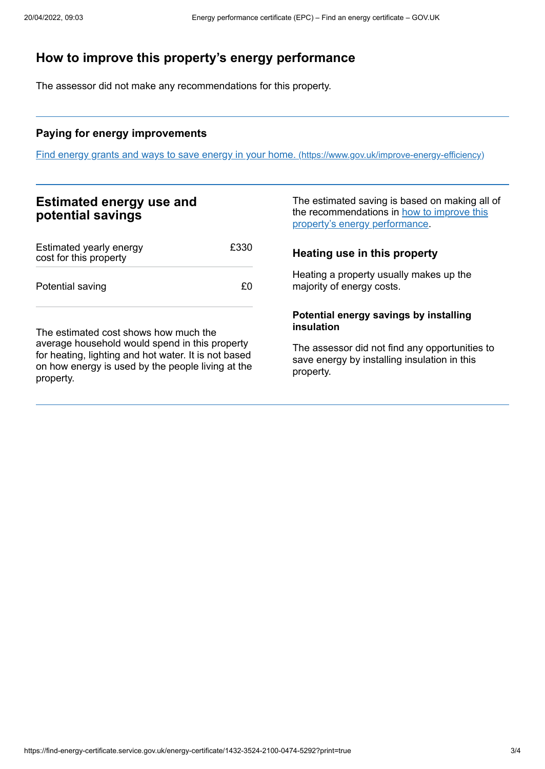## How to improve this property's energy performance

The assessor did not make any recommendations for this property.

### Paying for energy improvements

[Find energy grants and ways to save energy in your home. (https://www.gov.uk/improve-energy-efficiency)](https://www.gov.uk/improve-energy-efficiency)

## Estimated energy use and potential savings

| | |
|---|---|
| Estimated yearly energy cost for this property | £330 |
| Potential saving | £0 |

The estimated cost shows how much the average household would spend in this property for heating, lighting and hot water. It is not based on how energy is used by the people living at the property.

The estimated saving is based on making all of the recommendations in how to improve this property's energy performance.

### Heating use in this property

Heating a property usually makes up the majority of energy costs.

#### Potential energy savings by installing insulation

The assessor did not find any opportunities to save energy by installing insulation in this property.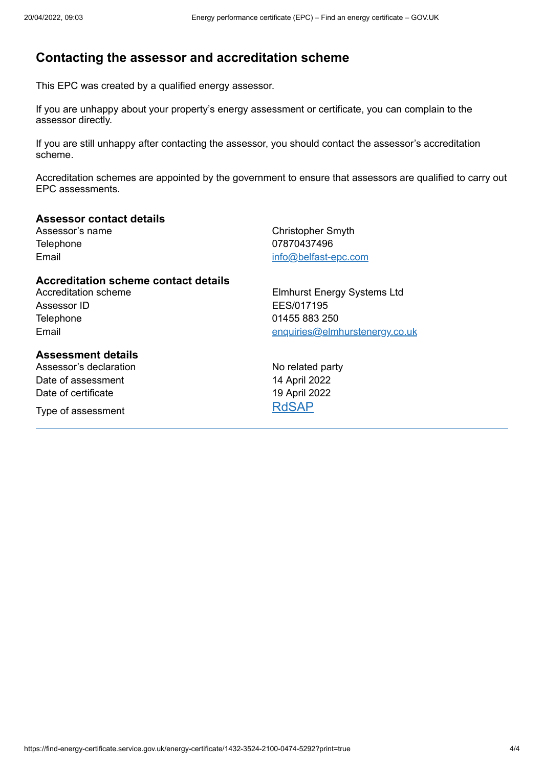## Contacting the assessor and accreditation scheme

This EPC was created by a qualified energy assessor.

If you are unhappy about your property's energy assessment or certificate, you can complain to the assessor directly.

If you are still unhappy after contacting the assessor, you should contact the assessor's accreditation scheme.

Accreditation schemes are appointed by the government to ensure that assessors are qualified to carry out EPC assessments.

### Assessor contact details

| | |
|---|---|
| Assessor's name | Christopher Smyth |
| Telephone | 07870437496 |
| Email | info@belfast-epc.com |

### Accreditation scheme contact details

| | |
|---|---|
| Accreditation scheme | Elmhurst Energy Systems Ltd |
| Assessor ID | EES/017195 |
| Telephone | 01455 883 250 |
| Email | enquiries@elmhurstenergy.co.uk |

### Assessment details

| | |
|---|---|
| Assessor's declaration | No related party |
| Date of assessment | 14 April 2022 |
| Date of certificate | 19 April 2022 |
| Type of assessment | RdSAP |